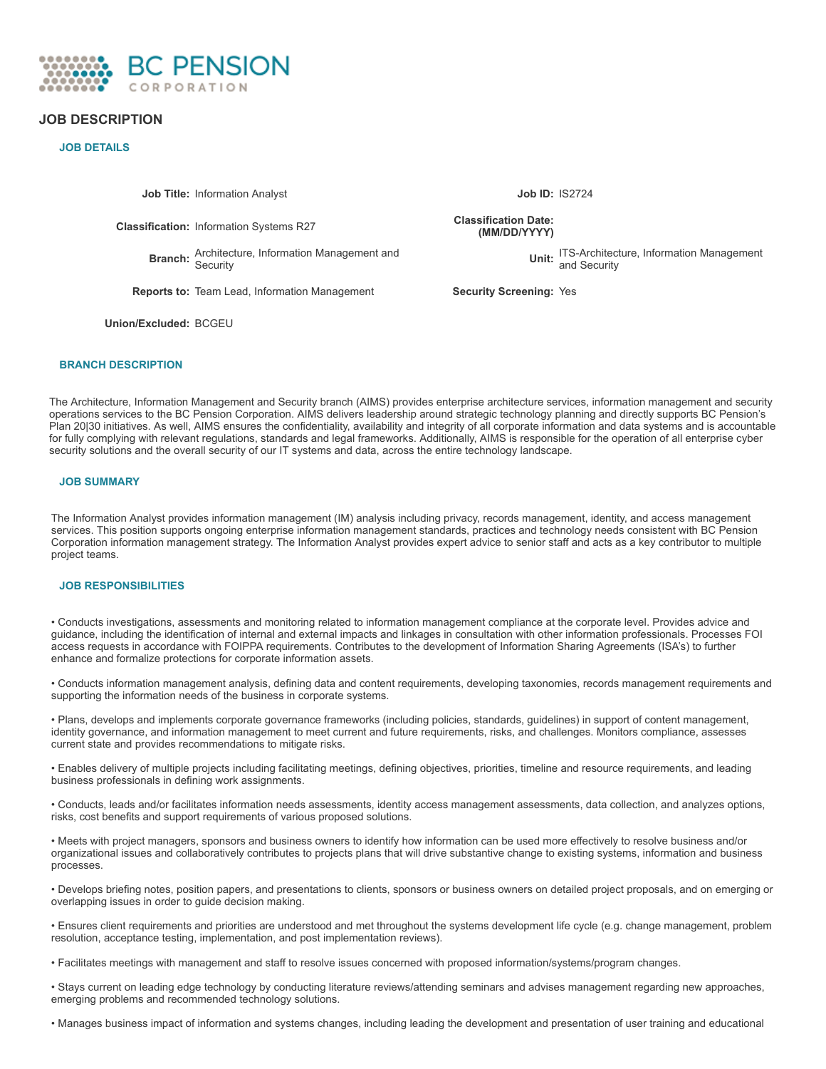BC PENSION
CORPORATION

# JOB DESCRIPTION

## JOB DETAILS

| | | | |
|---|---|---|---|
| **Job Title:** | Information Analyst | **Job ID:** | IS2724 |
| **Classification:** | Information Systems R27 | **Classification Date: (MM/DD/YYYY)** | |
| **Branch:** | Architecture, Information Management and Security | **Unit:** | ITS-Architecture, Information Management and Security |
| **Reports to:** | Team Lead, Information Management | **Security Screening:** | Yes |
| **Union/Excluded:** | BCGEU | | |

## BRANCH DESCRIPTION

The Architecture, Information Management and Security branch (AIMS) provides enterprise architecture services, information management and security operations services to the BC Pension Corporation. AIMS delivers leadership around strategic technology planning and directly supports BC Pension's Plan 20|30 initiatives. As well, AIMS ensures the confidentiality, availability and integrity of all corporate information and data systems and is accountable for fully complying with relevant regulations, standards and legal frameworks. Additionally, AIMS is responsible for the operation of all enterprise cyber security solutions and the overall security of our IT systems and data, across the entire technology landscape.

## JOB SUMMARY

The Information Analyst provides information management (IM) analysis including privacy, records management, identity, and access management services. This position supports ongoing enterprise information management standards, practices and technology needs consistent with BC Pension Corporation information management strategy. The Information Analyst provides expert advice to senior staff and acts as a key contributor to multiple project teams.

## JOB RESPONSIBILITIES

• Conducts investigations, assessments and monitoring related to information management compliance at the corporate level. Provides advice and guidance, including the identification of internal and external impacts and linkages in consultation with other information professionals. Processes FOI access requests in accordance with FOIPPA requirements. Contributes to the development of Information Sharing Agreements (ISA's) to further enhance and formalize protections for corporate information assets.

• Conducts information management analysis, defining data and content requirements, developing taxonomies, records management requirements and supporting the information needs of the business in corporate systems.

• Plans, develops and implements corporate governance frameworks (including policies, standards, guidelines) in support of content management, identity governance, and information management to meet current and future requirements, risks, and challenges. Monitors compliance, assesses current state and provides recommendations to mitigate risks.

• Enables delivery of multiple projects including facilitating meetings, defining objectives, priorities, timeline and resource requirements, and leading business professionals in defining work assignments.

• Conducts, leads and/or facilitates information needs assessments, identity access management assessments, data collection, and analyzes options, risks, cost benefits and support requirements of various proposed solutions.

• Meets with project managers, sponsors and business owners to identify how information can be used more effectively to resolve business and/or organizational issues and collaboratively contributes to projects plans that will drive substantive change to existing systems, information and business processes.

• Develops briefing notes, position papers, and presentations to clients, sponsors or business owners on detailed project proposals, and on emerging or overlapping issues in order to guide decision making.

• Ensures client requirements and priorities are understood and met throughout the systems development life cycle (e.g. change management, problem resolution, acceptance testing, implementation, and post implementation reviews).

• Facilitates meetings with management and staff to resolve issues concerned with proposed information/systems/program changes.

• Stays current on leading edge technology by conducting literature reviews/attending seminars and advises management regarding new approaches, emerging problems and recommended technology solutions.

• Manages business impact of information and systems changes, including leading the development and presentation of user training and educational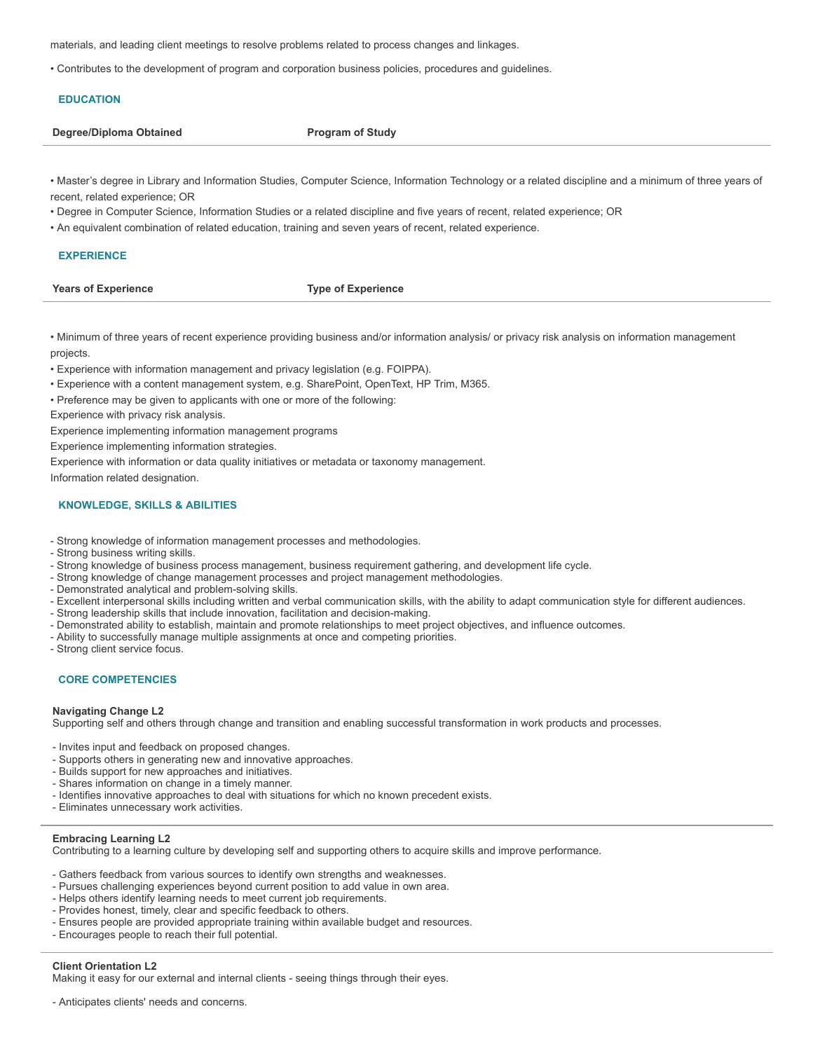materials, and leading client meetings to resolve problems related to process changes and linkages.

• Contributes to the development of program and corporation business policies, procedures and guidelines.

## EDUCATION

| Degree/Diploma Obtained | Program of Study |
| --- | --- |

• Master's degree in Library and Information Studies, Computer Science, Information Technology or a related discipline and a minimum of three years of recent, related experience; OR

• Degree in Computer Science, Information Studies or a related discipline and five years of recent, related experience; OR

• An equivalent combination of related education, training and seven years of recent, related experience.

## EXPERIENCE

| Years of Experience | Type of Experience |
| --- | --- |

• Minimum of three years of recent experience providing business and/or information analysis/ or privacy risk analysis on information management projects.

• Experience with information management and privacy legislation (e.g. FOIPPA).

• Experience with a content management system, e.g. SharePoint, OpenText, HP Trim, M365.

• Preference may be given to applicants with one or more of the following:

Experience with privacy risk analysis.

Experience implementing information management programs

Experience implementing information strategies.

Experience with information or data quality initiatives or metadata or taxonomy management.

Information related designation.

## KNOWLEDGE, SKILLS & ABILITIES

- Strong knowledge of information management processes and methodologies.
- Strong business writing skills.
- Strong knowledge of business process management, business requirement gathering, and development life cycle.
- Strong knowledge of change management processes and project management methodologies.
- Demonstrated analytical and problem-solving skills.
- Excellent interpersonal skills including written and verbal communication skills, with the ability to adapt communication style for different audiences.
- Strong leadership skills that include innovation, facilitation and decision-making.
- Demonstrated ability to establish, maintain and promote relationships to meet project objectives, and influence outcomes.
- Ability to successfully manage multiple assignments at once and competing priorities.
- Strong client service focus.

## CORE COMPETENCIES

**Navigating Change L2**

Supporting self and others through change and transition and enabling successful transformation in work products and processes.

- Invites input and feedback on proposed changes.
- Supports others in generating new and innovative approaches.
- Builds support for new approaches and initiatives.
- Shares information on change in a timely manner.
- Identifies innovative approaches to deal with situations for which no known precedent exists.
- Eliminates unnecessary work activities.

---

**Embracing Learning L2**

Contributing to a learning culture by developing self and supporting others to acquire skills and improve performance.

- Gathers feedback from various sources to identify own strengths and weaknesses.
- Pursues challenging experiences beyond current position to add value in own area.
- Helps others identify learning needs to meet current job requirements.
- Provides honest, timely, clear and specific feedback to others.
- Ensures people are provided appropriate training within available budget and resources.
- Encourages people to reach their full potential.

---

**Client Orientation L2**

Making it easy for our external and internal clients - seeing things through their eyes.

- Anticipates clients' needs and concerns.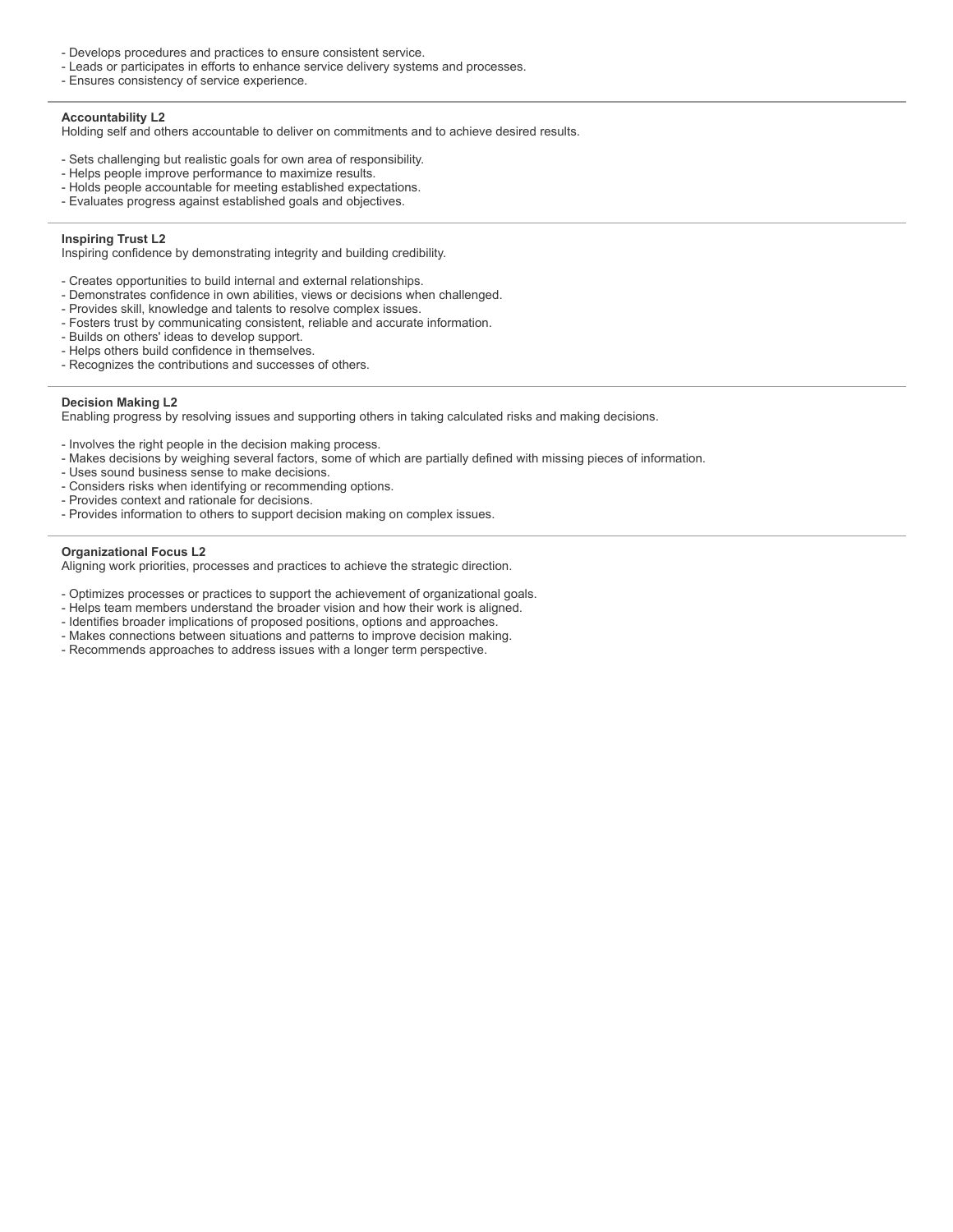- Develops procedures and practices to ensure consistent service.
- Leads or participates in efforts to enhance service delivery systems and processes.
- Ensures consistency of service experience.

---

**Accountability L2**
Holding self and others accountable to deliver on commitments and to achieve desired results.

- Sets challenging but realistic goals for own area of responsibility.
- Helps people improve performance to maximize results.
- Holds people accountable for meeting established expectations.
- Evaluates progress against established goals and objectives.

---

**Inspiring Trust L2**
Inspiring confidence by demonstrating integrity and building credibility.

- Creates opportunities to build internal and external relationships.
- Demonstrates confidence in own abilities, views or decisions when challenged.
- Provides skill, knowledge and talents to resolve complex issues.
- Fosters trust by communicating consistent, reliable and accurate information.
- Builds on others' ideas to develop support.
- Helps others build confidence in themselves.
- Recognizes the contributions and successes of others.

---

**Decision Making L2**
Enabling progress by resolving issues and supporting others in taking calculated risks and making decisions.

- Involves the right people in the decision making process.
- Makes decisions by weighing several factors, some of which are partially defined with missing pieces of information.
- Uses sound business sense to make decisions.
- Considers risks when identifying or recommending options.
- Provides context and rationale for decisions.
- Provides information to others to support decision making on complex issues.

---

**Organizational Focus L2**
Aligning work priorities, processes and practices to achieve the strategic direction.

- Optimizes processes or practices to support the achievement of organizational goals.
- Helps team members understand the broader vision and how their work is aligned.
- Identifies broader implications of proposed positions, options and approaches.
- Makes connections between situations and patterns to improve decision making.
- Recommends approaches to address issues with a longer term perspective.